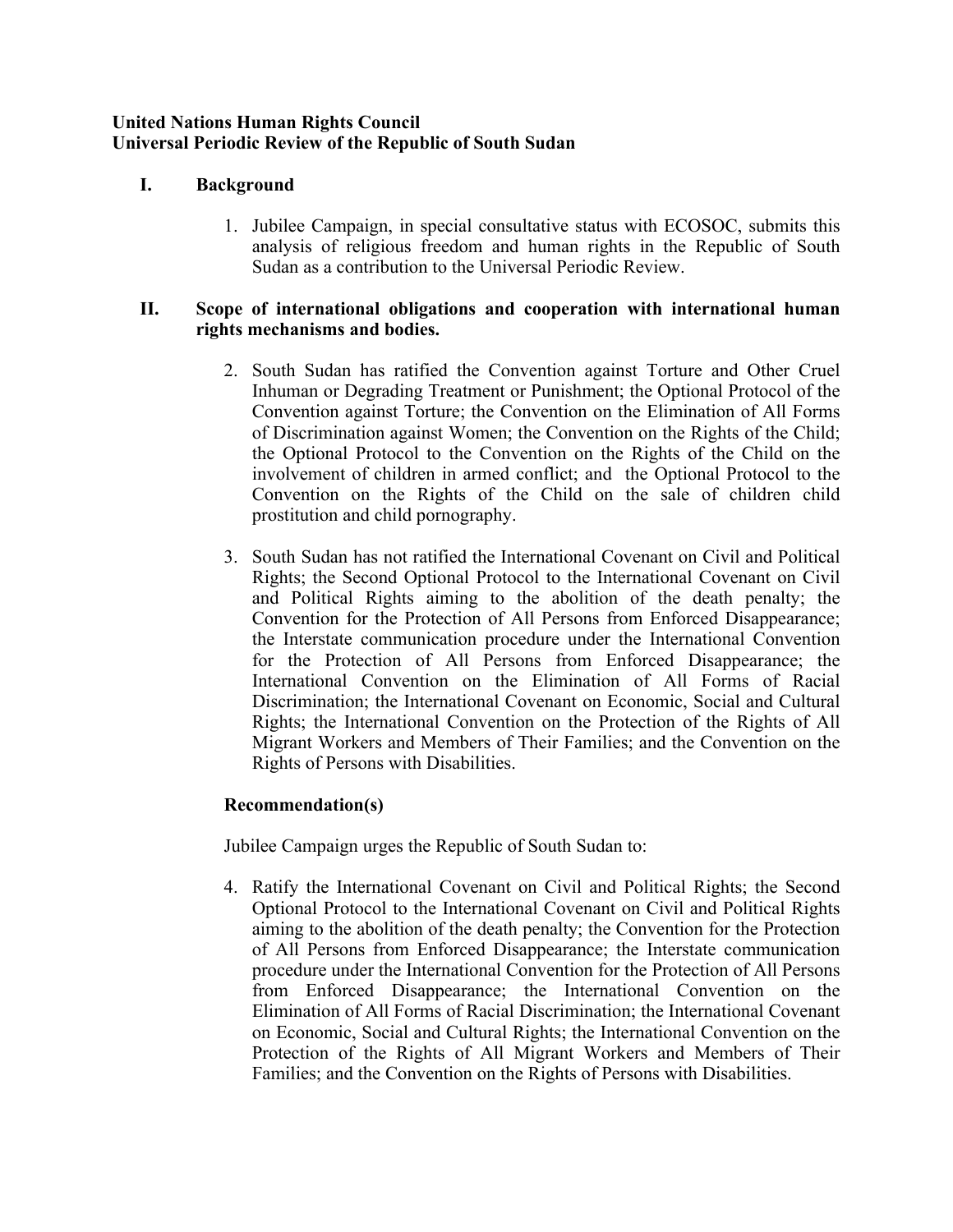**United Nations Human Rights Council**
**Universal Periodic Review of the Republic of South Sudan**

## I. Background

1. Jubilee Campaign, in special consultative status with ECOSOC, submits this analysis of religious freedom and human rights in the Republic of South Sudan as a contribution to the Universal Periodic Review.

## II. Scope of international obligations and cooperation with international human rights mechanisms and bodies.

2. South Sudan has ratified the Convention against Torture and Other Cruel Inhuman or Degrading Treatment or Punishment; the Optional Protocol of the Convention against Torture; the Convention on the Elimination of All Forms of Discrimination against Women; the Convention on the Rights of the Child; the Optional Protocol to the Convention on the Rights of the Child on the involvement of children in armed conflict; and the Optional Protocol to the Convention on the Rights of the Child on the sale of children child prostitution and child pornography.

3. South Sudan has not ratified the International Covenant on Civil and Political Rights; the Second Optional Protocol to the International Covenant on Civil and Political Rights aiming to the abolition of the death penalty; the Convention for the Protection of All Persons from Enforced Disappearance; the Interstate communication procedure under the International Convention for the Protection of All Persons from Enforced Disappearance; the International Convention on the Elimination of All Forms of Racial Discrimination; the International Covenant on Economic, Social and Cultural Rights; the International Convention on the Protection of the Rights of All Migrant Workers and Members of Their Families; and the Convention on the Rights of Persons with Disabilities.

**Recommendation(s)**

Jubilee Campaign urges the Republic of South Sudan to:

4. Ratify the International Covenant on Civil and Political Rights; the Second Optional Protocol to the International Covenant on Civil and Political Rights aiming to the abolition of the death penalty; the Convention for the Protection of All Persons from Enforced Disappearance; the Interstate communication procedure under the International Convention for the Protection of All Persons from Enforced Disappearance; the International Convention on the Elimination of All Forms of Racial Discrimination; the International Covenant on Economic, Social and Cultural Rights; the International Convention on the Protection of the Rights of All Migrant Workers and Members of Their Families; and the Convention on the Rights of Persons with Disabilities.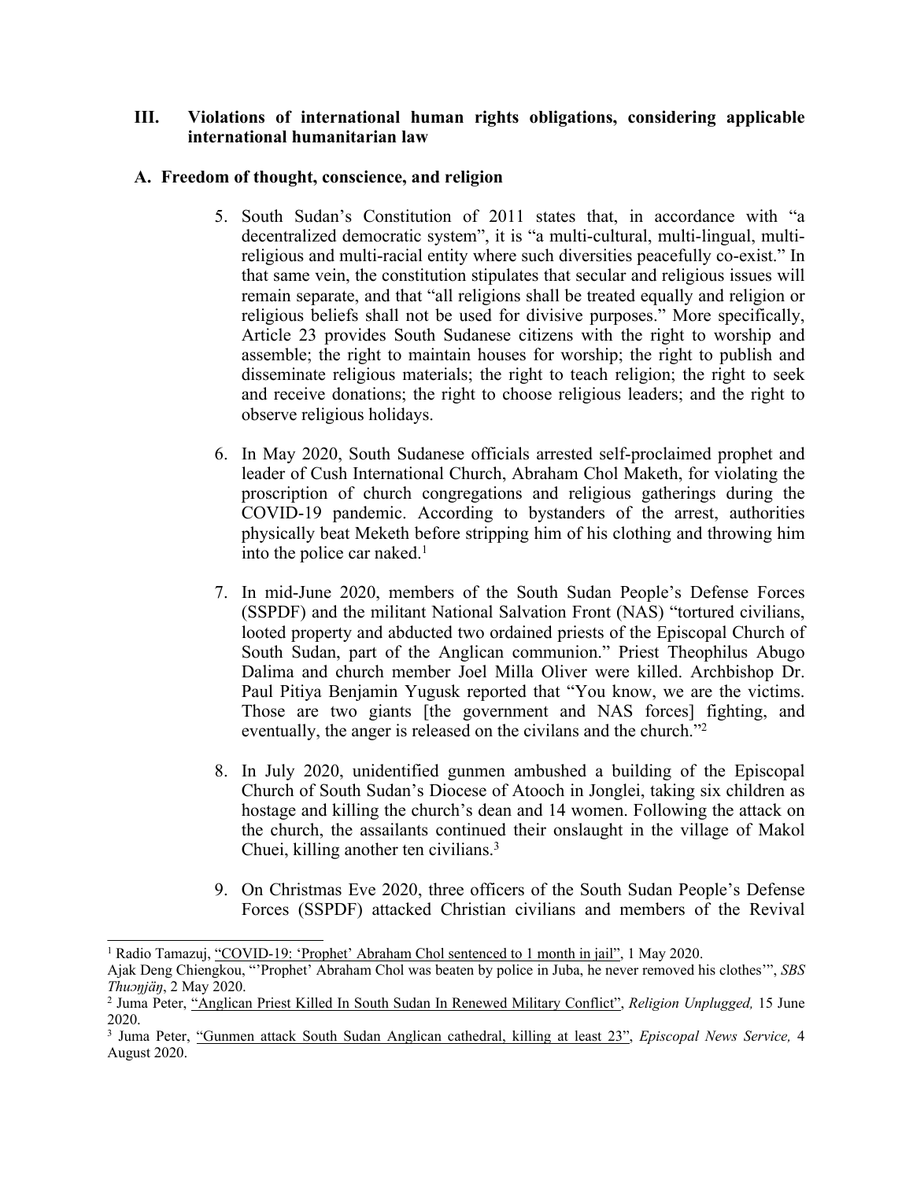## III. Violations of international human rights obligations, considering applicable international humanitarian law

### A. Freedom of thought, conscience, and religion

5. South Sudan's Constitution of 2011 states that, in accordance with "a decentralized democratic system", it is "a multi-cultural, multi-lingual, multi-religious and multi-racial entity where such diversities peacefully co-exist." In that same vein, the constitution stipulates that secular and religious issues will remain separate, and that "all religions shall be treated equally and religion or religious beliefs shall not be used for divisive purposes." More specifically, Article 23 provides South Sudanese citizens with the right to worship and assemble; the right to maintain houses for worship; the right to publish and disseminate religious materials; the right to teach religion; the right to seek and receive donations; the right to choose religious leaders; and the right to observe religious holidays.

6. In May 2020, South Sudanese officials arrested self-proclaimed prophet and leader of Cush International Church, Abraham Chol Maketh, for violating the proscription of church congregations and religious gatherings during the COVID-19 pandemic. According to bystanders of the arrest, authorities physically beat Meketh before stripping him of his clothing and throwing him into the police car naked.[1]

7. In mid-June 2020, members of the South Sudan People's Defense Forces (SSPDF) and the militant National Salvation Front (NAS) "tortured civilians, looted property and abducted two ordained priests of the Episcopal Church of South Sudan, part of the Anglican communion." Priest Theophilus Abugo Dalima and church member Joel Milla Oliver were killed. Archbishop Dr. Paul Pitiya Benjamin Yugusk reported that "You know, we are the victims. Those are two giants [the government and NAS forces] fighting, and eventually, the anger is released on the civilans and the church."[2]

8. In July 2020, unidentified gunmen ambushed a building of the Episcopal Church of South Sudan's Diocese of Atooch in Jonglei, taking six children as hostage and killing the church's dean and 14 women. Following the attack on the church, the assailants continued their onslaught in the village of Makol Chuei, killing another ten civilians.[3]

9. On Christmas Eve 2020, three officers of the South Sudan People's Defense Forces (SSPDF) attacked Christian civilians and members of the Revival

---

[1] Radio Tamazuj, "COVID-19: 'Prophet' Abraham Chol sentenced to 1 month in jail", 1 May 2020.
Ajak Deng Chiengkou, "'Prophet' Abraham Chol was beaten by police in Juba, he never removed his clothes'", *SBS Thuɔŋjäŋ*, 2 May 2020.

[2] Juma Peter, "Anglican Priest Killed In South Sudan In Renewed Military Conflict", *Religion Unplugged,* 15 June 2020.

[3] Juma Peter, "Gunmen attack South Sudan Anglican cathedral, killing at least 23", *Episcopal News Service,* 4 August 2020.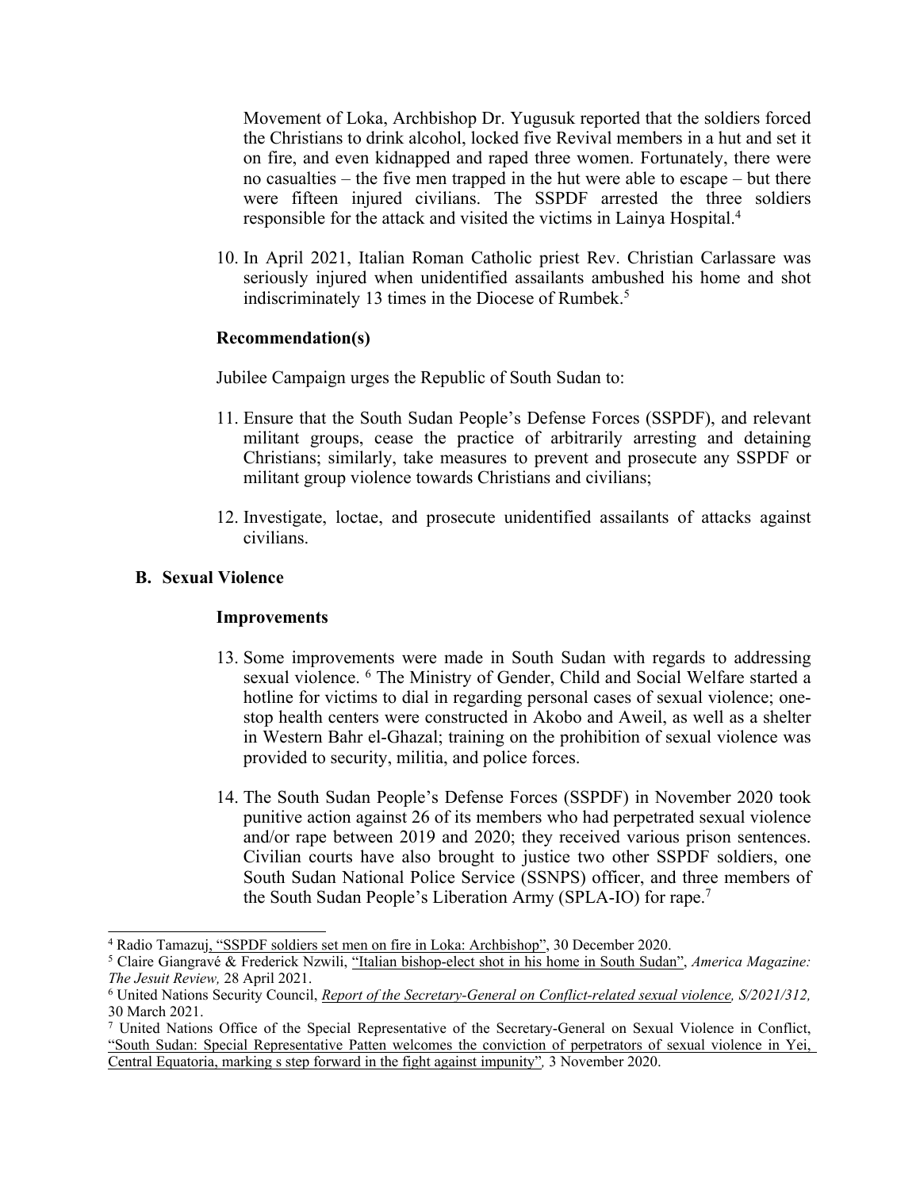Movement of Loka, Archbishop Dr. Yugusuk reported that the soldiers forced the Christians to drink alcohol, locked five Revival members in a hut and set it on fire, and even kidnapped and raped three women. Fortunately, there were no casualties – the five men trapped in the hut were able to escape – but there were fifteen injured civilians. The SSPDF arrested the three soldiers responsible for the attack and visited the victims in Lainya Hospital.[4]

10. In April 2021, Italian Roman Catholic priest Rev. Christian Carlassare was seriously injured when unidentified assailants ambushed his home and shot indiscriminately 13 times in the Diocese of Rumbek.[5]

**Recommendation(s)**

Jubilee Campaign urges the Republic of South Sudan to:

11. Ensure that the South Sudan People's Defense Forces (SSPDF), and relevant militant groups, cease the practice of arbitrarily arresting and detaining Christians; similarly, take measures to prevent and prosecute any SSPDF or militant group violence towards Christians and civilians;

12. Investigate, loctae, and prosecute unidentified assailants of attacks against civilians.

### B. Sexual Violence

**Improvements**

13. Some improvements were made in South Sudan with regards to addressing sexual violence. [6] The Ministry of Gender, Child and Social Welfare started a hotline for victims to dial in regarding personal cases of sexual violence; one-stop health centers were constructed in Akobo and Aweil, as well as a shelter in Western Bahr el-Ghazal; training on the prohibition of sexual violence was provided to security, militia, and police forces.

14. The South Sudan People's Defense Forces (SSPDF) in November 2020 took punitive action against 26 of its members who had perpetrated sexual violence and/or rape between 2019 and 2020; they received various prison sentences. Civilian courts have also brought to justice two other SSPDF soldiers, one South Sudan National Police Service (SSNPS) officer, and three members of the South Sudan People's Liberation Army (SPLA-IO) for rape.[7]

---

[4] Radio Tamazuj, "SSPDF soldiers set men on fire in Loka: Archbishop", 30 December 2020.

[5] Claire Giangravé & Frederick Nzwili, "Italian bishop-elect shot in his home in South Sudan", *America Magazine: The Jesuit Review,* 28 April 2021.

[6] United Nations Security Council, *Report of the Secretary-General on Conflict-related sexual violence, S/2021/312,* 30 March 2021.

[7] United Nations Office of the Special Representative of the Secretary-General on Sexual Violence in Conflict, "South Sudan: Special Representative Patten welcomes the conviction of perpetrators of sexual violence in Yei, Central Equatoria, marking s step forward in the fight against impunity", 3 November 2020.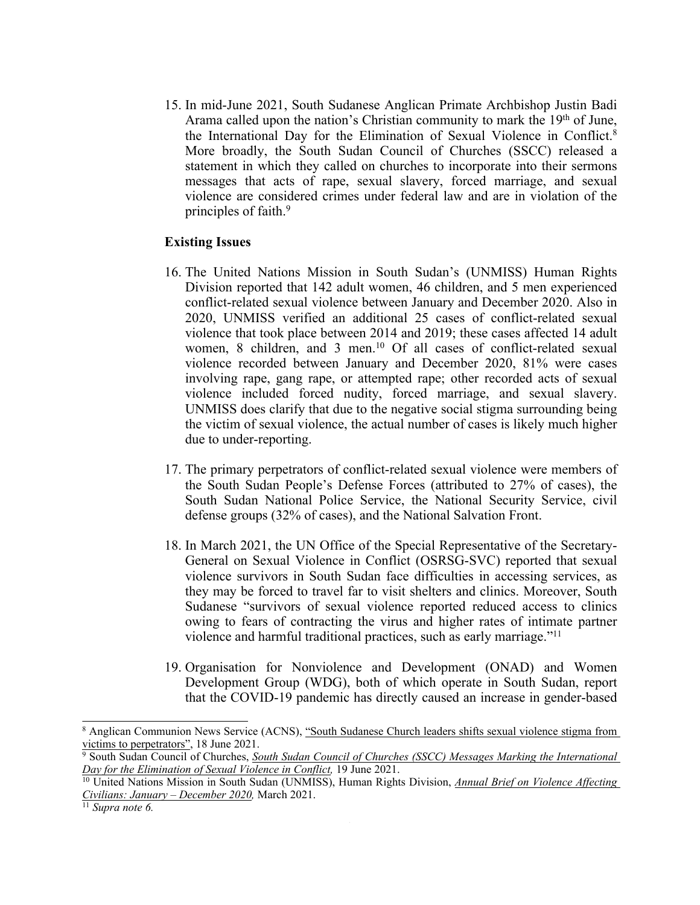15. In mid-June 2021, South Sudanese Anglican Primate Archbishop Justin Badi Arama called upon the nation's Christian community to mark the 19th of June, the International Day for the Elimination of Sexual Violence in Conflict.[8] More broadly, the South Sudan Council of Churches (SSCC) released a statement in which they called on churches to incorporate into their sermons messages that acts of rape, sexual slavery, forced marriage, and sexual violence are considered crimes under federal law and are in violation of the principles of faith.[9]

**Existing Issues**

16. The United Nations Mission in South Sudan's (UNMISS) Human Rights Division reported that 142 adult women, 46 children, and 5 men experienced conflict-related sexual violence between January and December 2020. Also in 2020, UNMISS verified an additional 25 cases of conflict-related sexual violence that took place between 2014 and 2019; these cases affected 14 adult women, 8 children, and 3 men.[10] Of all cases of conflict-related sexual violence recorded between January and December 2020, 81% were cases involving rape, gang rape, or attempted rape; other recorded acts of sexual violence included forced nudity, forced marriage, and sexual slavery. UNMISS does clarify that due to the negative social stigma surrounding being the victim of sexual violence, the actual number of cases is likely much higher due to under-reporting.

17. The primary perpetrators of conflict-related sexual violence were members of the South Sudan People's Defense Forces (attributed to 27% of cases), the South Sudan National Police Service, the National Security Service, civil defense groups (32% of cases), and the National Salvation Front.

18. In March 2021, the UN Office of the Special Representative of the Secretary-General on Sexual Violence in Conflict (OSRSG-SVC) reported that sexual violence survivors in South Sudan face difficulties in accessing services, as they may be forced to travel far to visit shelters and clinics. Moreover, South Sudanese "survivors of sexual violence reported reduced access to clinics owing to fears of contracting the virus and higher rates of intimate partner violence and harmful traditional practices, such as early marriage."[11]

19. Organisation for Nonviolence and Development (ONAD) and Women Development Group (WDG), both of which operate in South Sudan, report that the COVID-19 pandemic has directly caused an increase in gender-based

---

[8] Anglican Communion News Service (ACNS), "South Sudanese Church leaders shifts sexual violence stigma from victims to perpetrators", 18 June 2021.

[9] South Sudan Council of Churches, *South Sudan Council of Churches (SSCC) Messages Marking the International Day for the Elimination of Sexual Violence in Conflict,* 19 June 2021.

[10] United Nations Mission in South Sudan (UNMISS), Human Rights Division, *Annual Brief on Violence Affecting Civilians: January – December 2020,* March 2021.

[11] *Supra note 6.*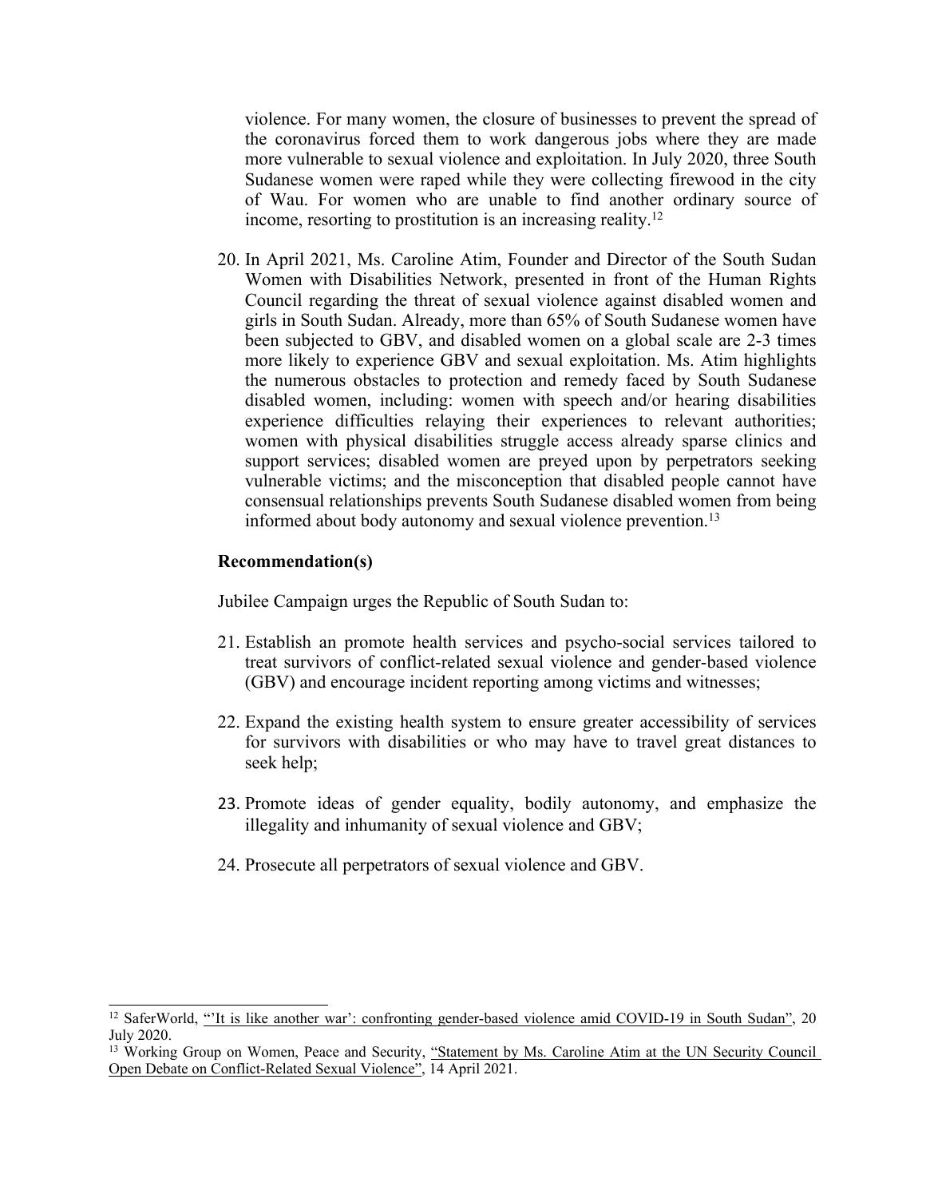violence. For many women, the closure of businesses to prevent the spread of the coronavirus forced them to work dangerous jobs where they are made more vulnerable to sexual violence and exploitation. In July 2020, three South Sudanese women were raped while they were collecting firewood in the city of Wau. For women who are unable to find another ordinary source of income, resorting to prostitution is an increasing reality.[12]

20. In April 2021, Ms. Caroline Atim, Founder and Director of the South Sudan Women with Disabilities Network, presented in front of the Human Rights Council regarding the threat of sexual violence against disabled women and girls in South Sudan. Already, more than 65% of South Sudanese women have been subjected to GBV, and disabled women on a global scale are 2-3 times more likely to experience GBV and sexual exploitation. Ms. Atim highlights the numerous obstacles to protection and remedy faced by South Sudanese disabled women, including: women with speech and/or hearing disabilities experience difficulties relaying their experiences to relevant authorities; women with physical disabilities struggle access already sparse clinics and support services; disabled women are preyed upon by perpetrators seeking vulnerable victims; and the misconception that disabled people cannot have consensual relationships prevents South Sudanese disabled women from being informed about body autonomy and sexual violence prevention.[13]

**Recommendation(s)**

Jubilee Campaign urges the Republic of South Sudan to:

21. Establish an promote health services and psycho-social services tailored to treat survivors of conflict-related sexual violence and gender-based violence (GBV) and encourage incident reporting among victims and witnesses;

22. Expand the existing health system to ensure greater accessibility of services for survivors with disabilities or who may have to travel great distances to seek help;

23. Promote ideas of gender equality, bodily autonomy, and emphasize the illegality and inhumanity of sexual violence and GBV;

24. Prosecute all perpetrators of sexual violence and GBV.

---

[12] SaferWorld, "'It is like another war': confronting gender-based violence amid COVID-19 in South Sudan", 20 July 2020.

[13] Working Group on Women, Peace and Security, "Statement by Ms. Caroline Atim at the UN Security Council Open Debate on Conflict-Related Sexual Violence", 14 April 2021.